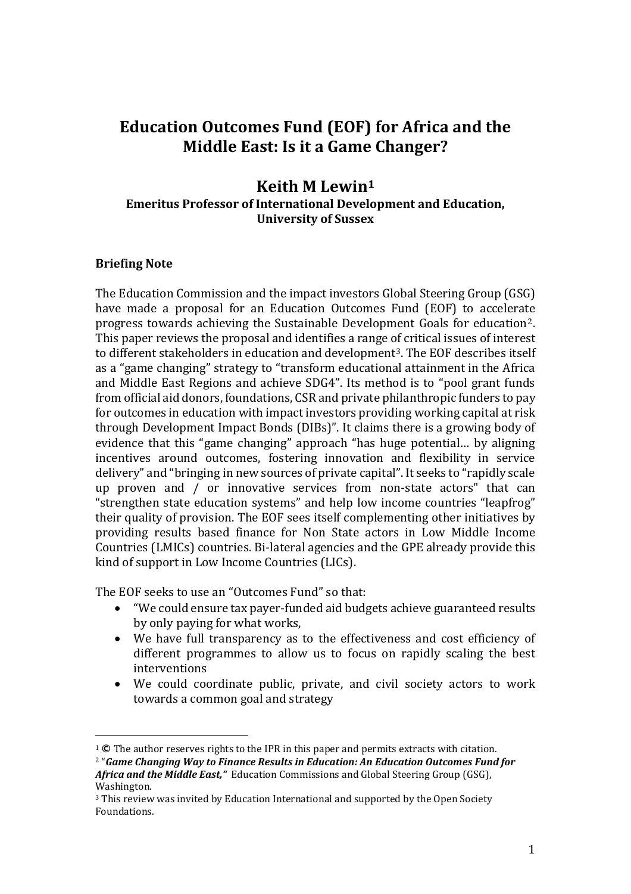# Education Outcomes Fund (EOF) for Africa and the Middle East: Is it a Game Changer?

## Keith M Lewin[1]

**Emeritus Professor of International Development and Education, University of Sussex**

### Briefing Note

The Education Commission and the impact investors Global Steering Group (GSG) have made a proposal for an Education Outcomes Fund (EOF) to accelerate progress towards achieving the Sustainable Development Goals for education[2]. This paper reviews the proposal and identifies a range of critical issues of interest to different stakeholders in education and development[3]. The EOF describes itself as a "game changing" strategy to "transform educational attainment in the Africa and Middle East Regions and achieve SDG4". Its method is to "pool grant funds from official aid donors, foundations, CSR and private philanthropic funders to pay for outcomes in education with impact investors providing working capital at risk through Development Impact Bonds (DIBs)". It claims there is a growing body of evidence that this "game changing" approach "has huge potential… by aligning incentives around outcomes, fostering innovation and flexibility in service delivery" and "bringing in new sources of private capital". It seeks to "rapidly scale up proven and / or innovative services from non-state actors" that can "strengthen state education systems" and help low income countries "leapfrog" their quality of provision. The EOF sees itself complementing other initiatives by providing results based finance for Non State actors in Low Middle Income Countries (LMICs) countries. Bi-lateral agencies and the GPE already provide this kind of support in Low Income Countries (LICs).

The EOF seeks to use an "Outcomes Fund" so that:

- "We could ensure tax payer-funded aid budgets achieve guaranteed results by only paying for what works,
- We have full transparency as to the effectiveness and cost efficiency of different programmes to allow us to focus on rapidly scaling the best interventions
- We could coordinate public, private, and civil society actors to work towards a common goal and strategy

---

[1] © The author reserves rights to the IPR in this paper and permits extracts with citation.

[2] "***Game Changing Way to Finance Results in Education: An Education Outcomes Fund for Africa and the Middle East,"*** Education Commissions and Global Steering Group (GSG), Washington.

[3] This review was invited by Education International and supported by the Open Society Foundations.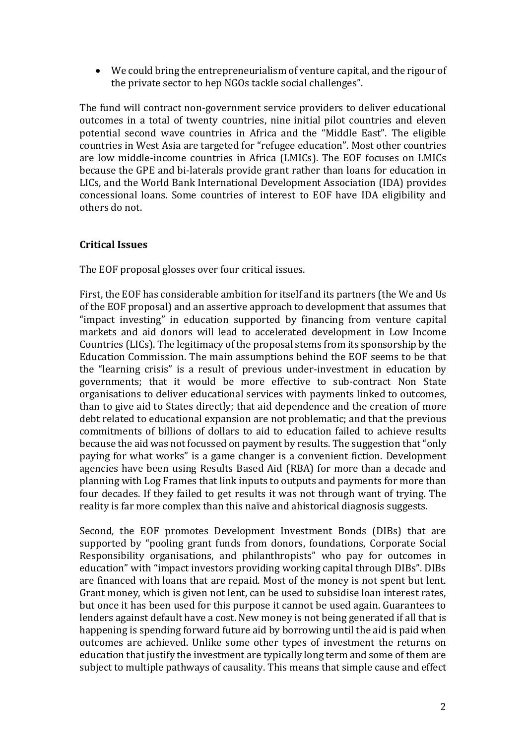- We could bring the entrepreneurialism of venture capital, and the rigour of the private sector to hep NGOs tackle social challenges".

The fund will contract non-government service providers to deliver educational outcomes in a total of twenty countries, nine initial pilot countries and eleven potential second wave countries in Africa and the "Middle East". The eligible countries in West Asia are targeted for "refugee education". Most other countries are low middle-income countries in Africa (LMICs). The EOF focuses on LMICs because the GPE and bi-laterals provide grant rather than loans for education in LICs, and the World Bank International Development Association (IDA) provides concessional loans. Some countries of interest to EOF have IDA eligibility and others do not.

## Critical Issues

The EOF proposal glosses over four critical issues.

First, the EOF has considerable ambition for itself and its partners (the We and Us of the EOF proposal) and an assertive approach to development that assumes that "impact investing" in education supported by financing from venture capital markets and aid donors will lead to accelerated development in Low Income Countries (LICs). The legitimacy of the proposal stems from its sponsorship by the Education Commission. The main assumptions behind the EOF seems to be that the "learning crisis" is a result of previous under-investment in education by governments; that it would be more effective to sub-contract Non State organisations to deliver educational services with payments linked to outcomes, than to give aid to States directly; that aid dependence and the creation of more debt related to educational expansion are not problematic; and that the previous commitments of billions of dollars to aid to education failed to achieve results because the aid was not focussed on payment by results. The suggestion that "only paying for what works" is a game changer is a convenient fiction. Development agencies have been using Results Based Aid (RBA) for more than a decade and planning with Log Frames that link inputs to outputs and payments for more than four decades. If they failed to get results it was not through want of trying. The reality is far more complex than this naïve and ahistorical diagnosis suggests.

Second, the EOF promotes Development Investment Bonds (DIBs) that are supported by "pooling grant funds from donors, foundations, Corporate Social Responsibility organisations, and philanthropists" who pay for outcomes in education" with "impact investors providing working capital through DIBs". DIBs are financed with loans that are repaid. Most of the money is not spent but lent. Grant money, which is given not lent, can be used to subsidise loan interest rates, but once it has been used for this purpose it cannot be used again. Guarantees to lenders against default have a cost. New money is not being generated if all that is happening is spending forward future aid by borrowing until the aid is paid when outcomes are achieved. Unlike some other types of investment the returns on education that justify the investment are typically long term and some of them are subject to multiple pathways of causality. This means that simple cause and effect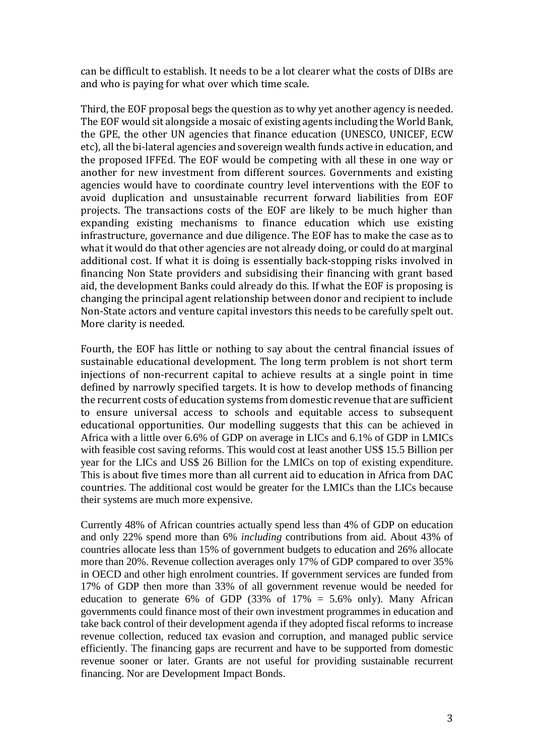can be difficult to establish. It needs to be a lot clearer what the costs of DIBs are and who is paying for what over which time scale.

Third, the EOF proposal begs the question as to why yet another agency is needed. The EOF would sit alongside a mosaic of existing agents including the World Bank, the GPE, the other UN agencies that finance education (UNESCO, UNICEF, ECW etc), all the bi-lateral agencies and sovereign wealth funds active in education, and the proposed IFFEd. The EOF would be competing with all these in one way or another for new investment from different sources. Governments and existing agencies would have to coordinate country level interventions with the EOF to avoid duplication and unsustainable recurrent forward liabilities from EOF projects. The transactions costs of the EOF are likely to be much higher than expanding existing mechanisms to finance education which use existing infrastructure, governance and due diligence. The EOF has to make the case as to what it would do that other agencies are not already doing, or could do at marginal additional cost. If what it is doing is essentially back-stopping risks involved in financing Non State providers and subsidising their financing with grant based aid, the development Banks could already do this. If what the EOF is proposing is changing the principal agent relationship between donor and recipient to include Non-State actors and venture capital investors this needs to be carefully spelt out. More clarity is needed.

Fourth, the EOF has little or nothing to say about the central financial issues of sustainable educational development. The long term problem is not short term injections of non-recurrent capital to achieve results at a single point in time defined by narrowly specified targets. It is how to develop methods of financing the recurrent costs of education systems from domestic revenue that are sufficient to ensure universal access to schools and equitable access to subsequent educational opportunities. Our modelling suggests that this can be achieved in Africa with a little over 6.6% of GDP on average in LICs and 6.1% of GDP in LMICs with feasible cost saving reforms. This would cost at least another US$ 15.5 Billion per year for the LICs and US$ 26 Billion for the LMICs on top of existing expenditure. This is about five times more than all current aid to education in Africa from DAC countries. The additional cost would be greater for the LMICs than the LICs because their systems are much more expensive.

Currently 48% of African countries actually spend less than 4% of GDP on education and only 22% spend more than 6% *including* contributions from aid. About 43% of countries allocate less than 15% of government budgets to education and 26% allocate more than 20%. Revenue collection averages only 17% of GDP compared to over 35% in OECD and other high enrolment countries. If government services are funded from 17% of GDP then more than 33% of all government revenue would be needed for education to generate 6% of GDP (33% of 17% = 5.6% only). Many African governments could finance most of their own investment programmes in education and take back control of their development agenda if they adopted fiscal reforms to increase revenue collection, reduced tax evasion and corruption, and managed public service efficiently. The financing gaps are recurrent and have to be supported from domestic revenue sooner or later. Grants are not useful for providing sustainable recurrent financing. Nor are Development Impact Bonds.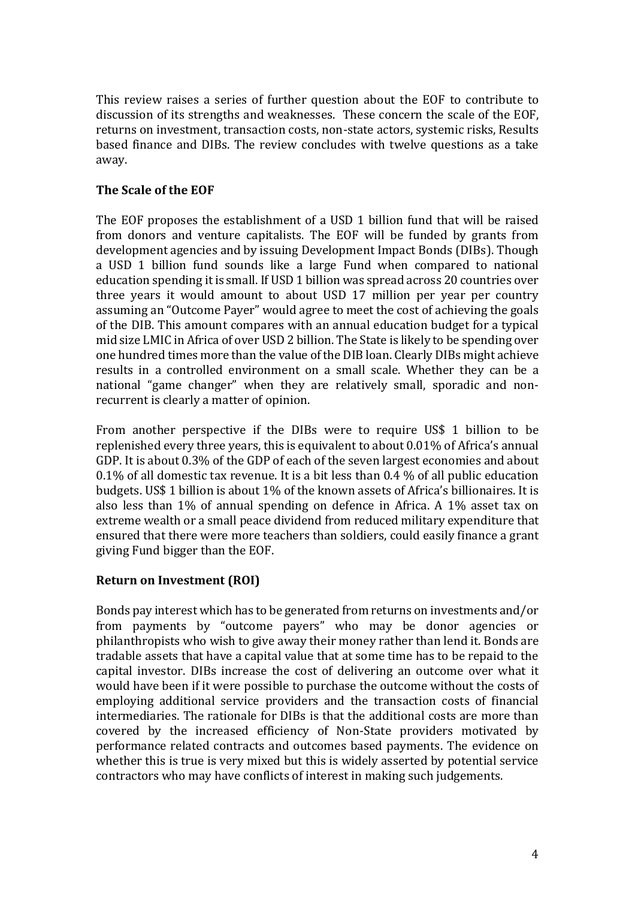This review raises a series of further question about the EOF to contribute to discussion of its strengths and weaknesses. These concern the scale of the EOF, returns on investment, transaction costs, non-state actors, systemic risks, Results based finance and DIBs. The review concludes with twelve questions as a take away.

**The Scale of the EOF**

The EOF proposes the establishment of a USD 1 billion fund that will be raised from donors and venture capitalists. The EOF will be funded by grants from development agencies and by issuing Development Impact Bonds (DIBs). Though a USD 1 billion fund sounds like a large Fund when compared to national education spending it is small. If USD 1 billion was spread across 20 countries over three years it would amount to about USD 17 million per year per country assuming an "Outcome Payer" would agree to meet the cost of achieving the goals of the DIB. This amount compares with an annual education budget for a typical mid size LMIC in Africa of over USD 2 billion. The State is likely to be spending over one hundred times more than the value of the DIB loan. Clearly DIBs might achieve results in a controlled environment on a small scale. Whether they can be a national "game changer" when they are relatively small, sporadic and non-recurrent is clearly a matter of opinion.

From another perspective if the DIBs were to require US$ 1 billion to be replenished every three years, this is equivalent to about 0.01% of Africa's annual GDP. It is about 0.3% of the GDP of each of the seven largest economies and about 0.1% of all domestic tax revenue. It is a bit less than 0.4 % of all public education budgets. US$ 1 billion is about 1% of the known assets of Africa's billionaires. It is also less than 1% of annual spending on defence in Africa. A 1% asset tax on extreme wealth or a small peace dividend from reduced military expenditure that ensured that there were more teachers than soldiers, could easily finance a grant giving Fund bigger than the EOF.

**Return on Investment (ROI)**

Bonds pay interest which has to be generated from returns on investments and/or from payments by "outcome payers" who may be donor agencies or philanthropists who wish to give away their money rather than lend it. Bonds are tradable assets that have a capital value that at some time has to be repaid to the capital investor. DIBs increase the cost of delivering an outcome over what it would have been if it were possible to purchase the outcome without the costs of employing additional service providers and the transaction costs of financial intermediaries. The rationale for DIBs is that the additional costs are more than covered by the increased efficiency of Non-State providers motivated by performance related contracts and outcomes based payments. The evidence on whether this is true is very mixed but this is widely asserted by potential service contractors who may have conflicts of interest in making such judgements.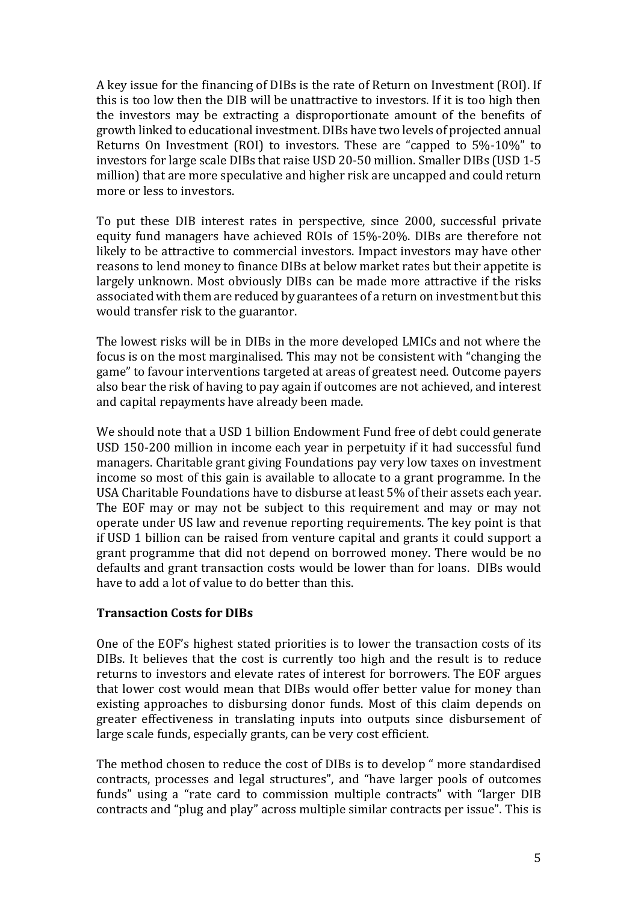A key issue for the financing of DIBs is the rate of Return on Investment (ROI). If this is too low then the DIB will be unattractive to investors. If it is too high then the investors may be extracting a disproportionate amount of the benefits of growth linked to educational investment. DIBs have two levels of projected annual Returns On Investment (ROI) to investors. These are "capped to 5%-10%" to investors for large scale DIBs that raise USD 20-50 million. Smaller DIBs (USD 1-5 million) that are more speculative and higher risk are uncapped and could return more or less to investors.

To put these DIB interest rates in perspective, since 2000, successful private equity fund managers have achieved ROIs of 15%-20%. DIBs are therefore not likely to be attractive to commercial investors. Impact investors may have other reasons to lend money to finance DIBs at below market rates but their appetite is largely unknown. Most obviously DIBs can be made more attractive if the risks associated with them are reduced by guarantees of a return on investment but this would transfer risk to the guarantor.

The lowest risks will be in DIBs in the more developed LMICs and not where the focus is on the most marginalised. This may not be consistent with "changing the game" to favour interventions targeted at areas of greatest need. Outcome payers also bear the risk of having to pay again if outcomes are not achieved, and interest and capital repayments have already been made.

We should note that a USD 1 billion Endowment Fund free of debt could generate USD 150-200 million in income each year in perpetuity if it had successful fund managers. Charitable grant giving Foundations pay very low taxes on investment income so most of this gain is available to allocate to a grant programme. In the USA Charitable Foundations have to disburse at least 5% of their assets each year. The EOF may or may not be subject to this requirement and may or may not operate under US law and revenue reporting requirements. The key point is that if USD 1 billion can be raised from venture capital and grants it could support a grant programme that did not depend on borrowed money. There would be no defaults and grant transaction costs would be lower than for loans. DIBs would have to add a lot of value to do better than this.

### Transaction Costs for DIBs

One of the EOF's highest stated priorities is to lower the transaction costs of its DIBs. It believes that the cost is currently too high and the result is to reduce returns to investors and elevate rates of interest for borrowers. The EOF argues that lower cost would mean that DIBs would offer better value for money than existing approaches to disbursing donor funds. Most of this claim depends on greater effectiveness in translating inputs into outputs since disbursement of large scale funds, especially grants, can be very cost efficient.

The method chosen to reduce the cost of DIBs is to develop " more standardised contracts, processes and legal structures", and "have larger pools of outcomes funds" using a "rate card to commission multiple contracts" with "larger DIB contracts and "plug and play" across multiple similar contracts per issue". This is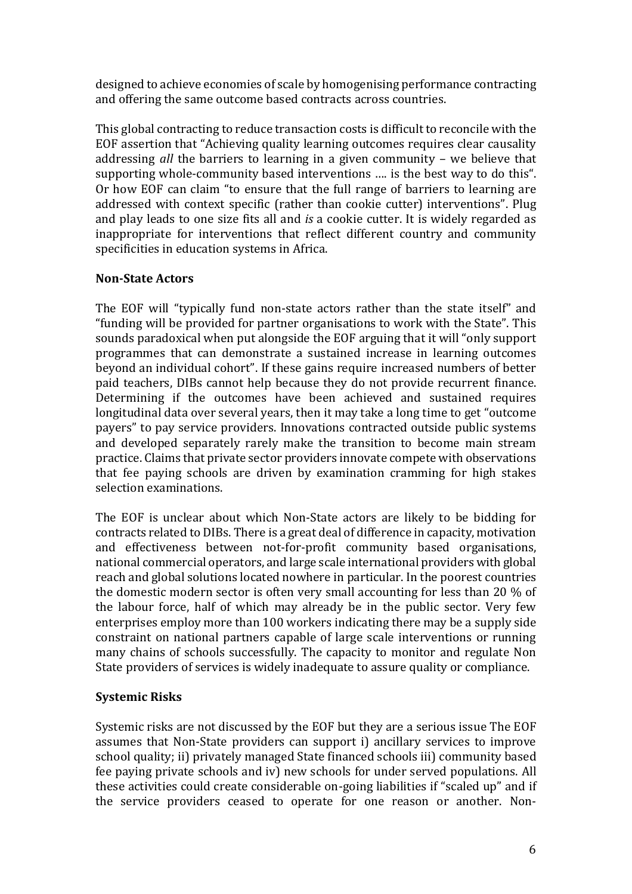designed to achieve economies of scale by homogenising performance contracting and offering the same outcome based contracts across countries.

This global contracting to reduce transaction costs is difficult to reconcile with the EOF assertion that "Achieving quality learning outcomes requires clear causality addressing *all* the barriers to learning in a given community – we believe that supporting whole-community based interventions …. is the best way to do this". Or how EOF can claim "to ensure that the full range of barriers to learning are addressed with context specific (rather than cookie cutter) interventions". Plug and play leads to one size fits all and *is* a cookie cutter. It is widely regarded as inappropriate for interventions that reflect different country and community specificities in education systems in Africa.

**Non-State Actors**

The EOF will "typically fund non-state actors rather than the state itself" and "funding will be provided for partner organisations to work with the State". This sounds paradoxical when put alongside the EOF arguing that it will "only support programmes that can demonstrate a sustained increase in learning outcomes beyond an individual cohort". If these gains require increased numbers of better paid teachers, DIBs cannot help because they do not provide recurrent finance. Determining if the outcomes have been achieved and sustained requires longitudinal data over several years, then it may take a long time to get "outcome payers" to pay service providers. Innovations contracted outside public systems and developed separately rarely make the transition to become main stream practice. Claims that private sector providers innovate compete with observations that fee paying schools are driven by examination cramming for high stakes selection examinations.

The EOF is unclear about which Non-State actors are likely to be bidding for contracts related to DIBs. There is a great deal of difference in capacity, motivation and effectiveness between not-for-profit community based organisations, national commercial operators, and large scale international providers with global reach and global solutions located nowhere in particular. In the poorest countries the domestic modern sector is often very small accounting for less than 20 % of the labour force, half of which may already be in the public sector. Very few enterprises employ more than 100 workers indicating there may be a supply side constraint on national partners capable of large scale interventions or running many chains of schools successfully. The capacity to monitor and regulate Non State providers of services is widely inadequate to assure quality or compliance.

**Systemic Risks**

Systemic risks are not discussed by the EOF but they are a serious issue The EOF assumes that Non-State providers can support i) ancillary services to improve school quality; ii) privately managed State financed schools iii) community based fee paying private schools and iv) new schools for under served populations. All these activities could create considerable on-going liabilities if "scaled up" and if the service providers ceased to operate for one reason or another. Non-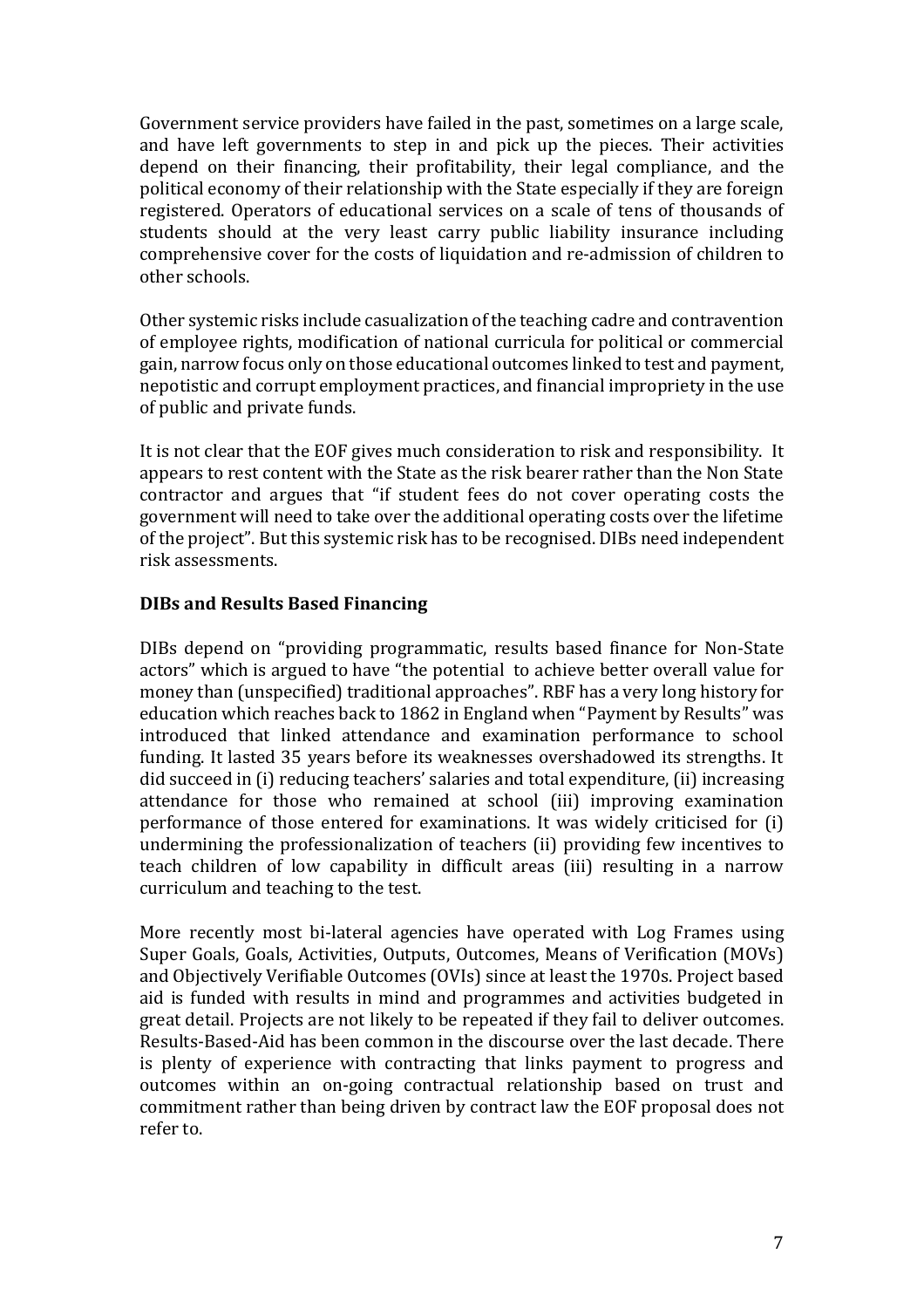Government service providers have failed in the past, sometimes on a large scale, and have left governments to step in and pick up the pieces. Their activities depend on their financing, their profitability, their legal compliance, and the political economy of their relationship with the State especially if they are foreign registered. Operators of educational services on a scale of tens of thousands of students should at the very least carry public liability insurance including comprehensive cover for the costs of liquidation and re-admission of children to other schools.

Other systemic risks include casualization of the teaching cadre and contravention of employee rights, modification of national curricula for political or commercial gain, narrow focus only on those educational outcomes linked to test and payment, nepotistic and corrupt employment practices, and financial impropriety in the use of public and private funds.

It is not clear that the EOF gives much consideration to risk and responsibility. It appears to rest content with the State as the risk bearer rather than the Non State contractor and argues that "if student fees do not cover operating costs the government will need to take over the additional operating costs over the lifetime of the project". But this systemic risk has to be recognised. DIBs need independent risk assessments.

### DIBs and Results Based Financing

DIBs depend on "providing programmatic, results based finance for Non-State actors" which is argued to have "the potential to achieve better overall value for money than (unspecified) traditional approaches". RBF has a very long history for education which reaches back to 1862 in England when "Payment by Results" was introduced that linked attendance and examination performance to school funding. It lasted 35 years before its weaknesses overshadowed its strengths. It did succeed in (i) reducing teachers' salaries and total expenditure, (ii) increasing attendance for those who remained at school (iii) improving examination performance of those entered for examinations. It was widely criticised for (i) undermining the professionalization of teachers (ii) providing few incentives to teach children of low capability in difficult areas (iii) resulting in a narrow curriculum and teaching to the test.

More recently most bi-lateral agencies have operated with Log Frames using Super Goals, Goals, Activities, Outputs, Outcomes, Means of Verification (MOVs) and Objectively Verifiable Outcomes (OVIs) since at least the 1970s. Project based aid is funded with results in mind and programmes and activities budgeted in great detail. Projects are not likely to be repeated if they fail to deliver outcomes. Results-Based-Aid has been common in the discourse over the last decade. There is plenty of experience with contracting that links payment to progress and outcomes within an on-going contractual relationship based on trust and commitment rather than being driven by contract law the EOF proposal does not refer to.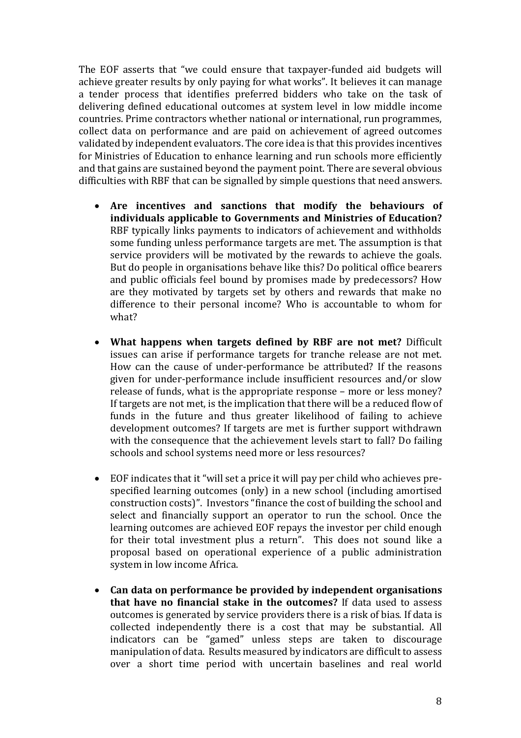The EOF asserts that "we could ensure that taxpayer-funded aid budgets will achieve greater results by only paying for what works". It believes it can manage a tender process that identifies preferred bidders who take on the task of delivering defined educational outcomes at system level in low middle income countries. Prime contractors whether national or international, run programmes, collect data on performance and are paid on achievement of agreed outcomes validated by independent evaluators. The core idea is that this provides incentives for Ministries of Education to enhance learning and run schools more efficiently and that gains are sustained beyond the payment point. There are several obvious difficulties with RBF that can be signalled by simple questions that need answers.

- **Are incentives and sanctions that modify the behaviours of individuals applicable to Governments and Ministries of Education?** RBF typically links payments to indicators of achievement and withholds some funding unless performance targets are met. The assumption is that service providers will be motivated by the rewards to achieve the goals. But do people in organisations behave like this? Do political office bearers and public officials feel bound by promises made by predecessors? How are they motivated by targets set by others and rewards that make no difference to their personal income? Who is accountable to whom for what?

- **What happens when targets defined by RBF are not met?** Difficult issues can arise if performance targets for tranche release are not met. How can the cause of under-performance be attributed? If the reasons given for under-performance include insufficient resources and/or slow release of funds, what is the appropriate response – more or less money? If targets are not met, is the implication that there will be a reduced flow of funds in the future and thus greater likelihood of failing to achieve development outcomes? If targets are met is further support withdrawn with the consequence that the achievement levels start to fall? Do failing schools and school systems need more or less resources?

- EOF indicates that it "will set a price it will pay per child who achieves pre-specified learning outcomes (only) in a new school (including amortised construction costs)". Investors "finance the cost of building the school and select and financially support an operator to run the school. Once the learning outcomes are achieved EOF repays the investor per child enough for their total investment plus a return". This does not sound like a proposal based on operational experience of a public administration system in low income Africa.

- **Can data on performance be provided by independent organisations that have no financial stake in the outcomes?** If data used to assess outcomes is generated by service providers there is a risk of bias. If data is collected independently there is a cost that may be substantial. All indicators can be "gamed" unless steps are taken to discourage manipulation of data. Results measured by indicators are difficult to assess over a short time period with uncertain baselines and real world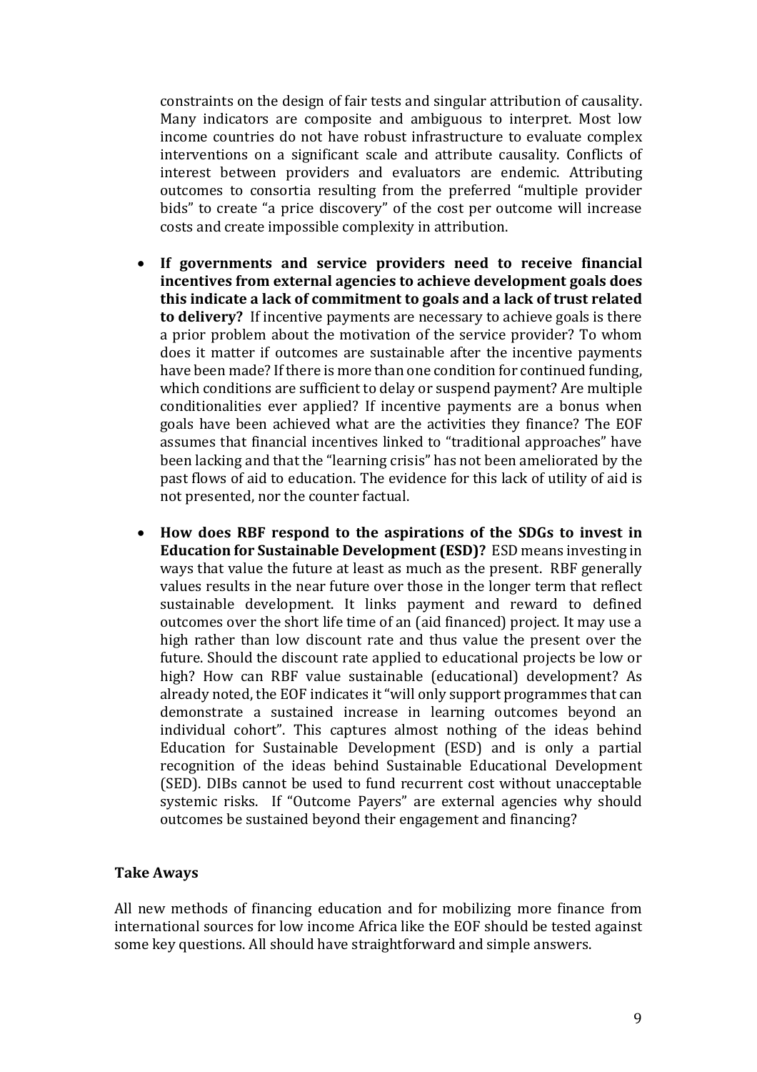constraints on the design of fair tests and singular attribution of causality. Many indicators are composite and ambiguous to interpret. Most low income countries do not have robust infrastructure to evaluate complex interventions on a significant scale and attribute causality. Conflicts of interest between providers and evaluators are endemic. Attributing outcomes to consortia resulting from the preferred "multiple provider bids" to create "a price discovery" of the cost per outcome will increase costs and create impossible complexity in attribution.

- **If governments and service providers need to receive financial incentives from external agencies to achieve development goals does this indicate a lack of commitment to goals and a lack of trust related to delivery?** If incentive payments are necessary to achieve goals is there a prior problem about the motivation of the service provider? To whom does it matter if outcomes are sustainable after the incentive payments have been made? If there is more than one condition for continued funding, which conditions are sufficient to delay or suspend payment? Are multiple conditionalities ever applied? If incentive payments are a bonus when goals have been achieved what are the activities they finance? The EOF assumes that financial incentives linked to "traditional approaches" have been lacking and that the "learning crisis" has not been ameliorated by the past flows of aid to education. The evidence for this lack of utility of aid is not presented, nor the counter factual.

- **How does RBF respond to the aspirations of the SDGs to invest in Education for Sustainable Development (ESD)?** ESD means investing in ways that value the future at least as much as the present. RBF generally values results in the near future over those in the longer term that reflect sustainable development. It links payment and reward to defined outcomes over the short life time of an (aid financed) project. It may use a high rather than low discount rate and thus value the present over the future. Should the discount rate applied to educational projects be low or high? How can RBF value sustainable (educational) development? As already noted, the EOF indicates it "will only support programmes that can demonstrate a sustained increase in learning outcomes beyond an individual cohort". This captures almost nothing of the ideas behind Education for Sustainable Development (ESD) and is only a partial recognition of the ideas behind Sustainable Educational Development (SED). DIBs cannot be used to fund recurrent cost without unacceptable systemic risks. If "Outcome Payers" are external agencies why should outcomes be sustained beyond their engagement and financing?

**Take Aways**

All new methods of financing education and for mobilizing more finance from international sources for low income Africa like the EOF should be tested against some key questions. All should have straightforward and simple answers.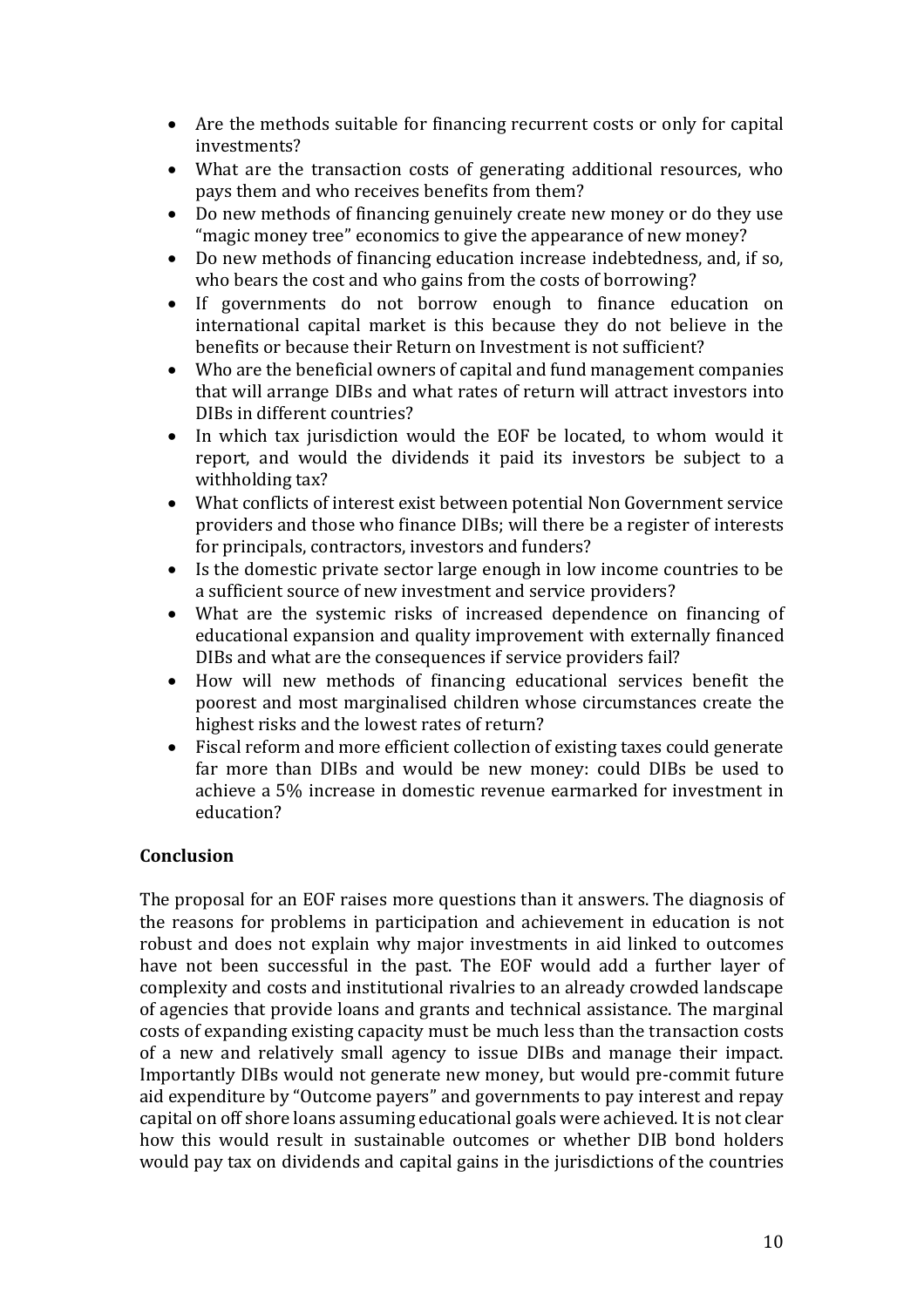- Are the methods suitable for financing recurrent costs or only for capital investments?
- What are the transaction costs of generating additional resources, who pays them and who receives benefits from them?
- Do new methods of financing genuinely create new money or do they use "magic money tree" economics to give the appearance of new money?
- Do new methods of financing education increase indebtedness, and, if so, who bears the cost and who gains from the costs of borrowing?
- If governments do not borrow enough to finance education on international capital market is this because they do not believe in the benefits or because their Return on Investment is not sufficient?
- Who are the beneficial owners of capital and fund management companies that will arrange DIBs and what rates of return will attract investors into DIBs in different countries?
- In which tax jurisdiction would the EOF be located, to whom would it report, and would the dividends it paid its investors be subject to a withholding tax?
- What conflicts of interest exist between potential Non Government service providers and those who finance DIBs; will there be a register of interests for principals, contractors, investors and funders?
- Is the domestic private sector large enough in low income countries to be a sufficient source of new investment and service providers?
- What are the systemic risks of increased dependence on financing of educational expansion and quality improvement with externally financed DIBs and what are the consequences if service providers fail?
- How will new methods of financing educational services benefit the poorest and most marginalised children whose circumstances create the highest risks and the lowest rates of return?
- Fiscal reform and more efficient collection of existing taxes could generate far more than DIBs and would be new money: could DIBs be used to achieve a 5% increase in domestic revenue earmarked for investment in education?

**Conclusion**

The proposal for an EOF raises more questions than it answers. The diagnosis of the reasons for problems in participation and achievement in education is not robust and does not explain why major investments in aid linked to outcomes have not been successful in the past. The EOF would add a further layer of complexity and costs and institutional rivalries to an already crowded landscape of agencies that provide loans and grants and technical assistance. The marginal costs of expanding existing capacity must be much less than the transaction costs of a new and relatively small agency to issue DIBs and manage their impact. Importantly DIBs would not generate new money, but would pre-commit future aid expenditure by "Outcome payers" and governments to pay interest and repay capital on off shore loans assuming educational goals were achieved. It is not clear how this would result in sustainable outcomes or whether DIB bond holders would pay tax on dividends and capital gains in the jurisdictions of the countries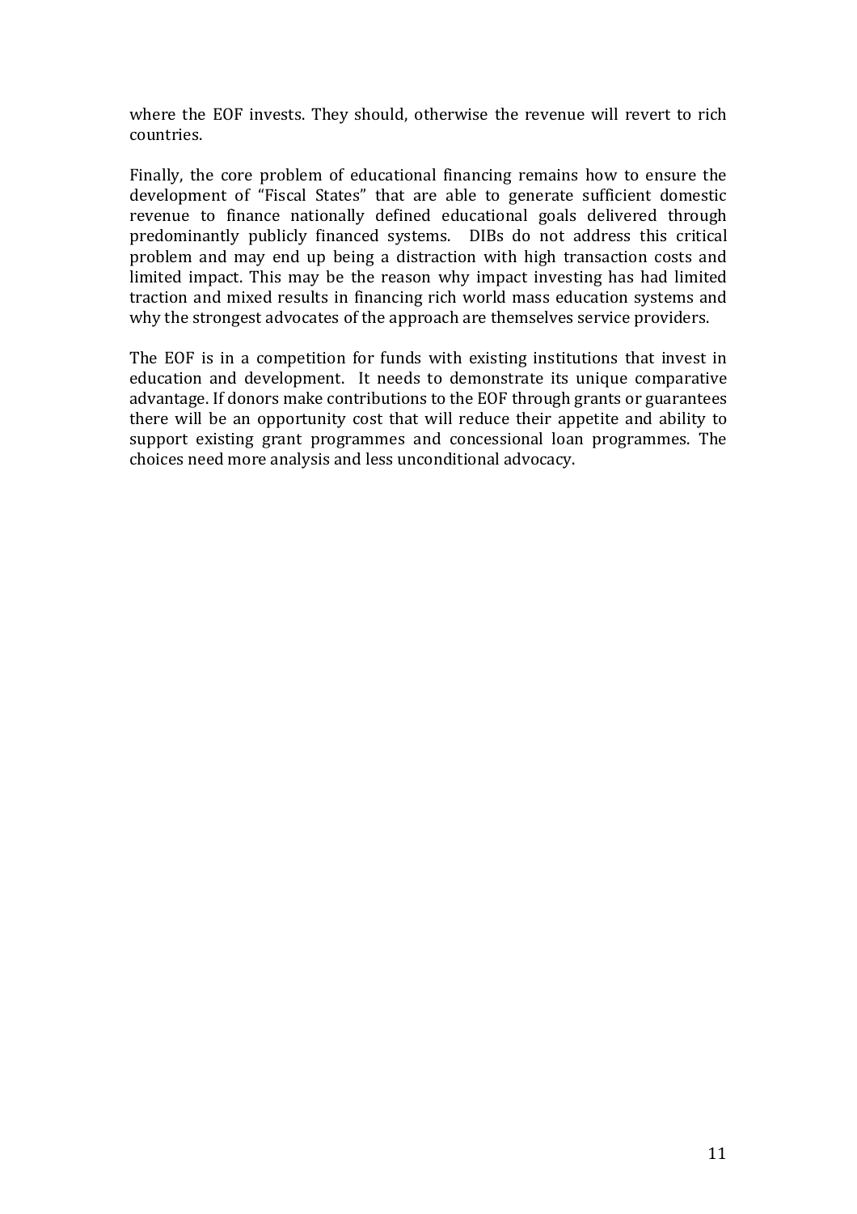where the EOF invests. They should, otherwise the revenue will revert to rich countries.

Finally, the core problem of educational financing remains how to ensure the development of "Fiscal States" that are able to generate sufficient domestic revenue to finance nationally defined educational goals delivered through predominantly publicly financed systems. DIBs do not address this critical problem and may end up being a distraction with high transaction costs and limited impact. This may be the reason why impact investing has had limited traction and mixed results in financing rich world mass education systems and why the strongest advocates of the approach are themselves service providers.

The EOF is in a competition for funds with existing institutions that invest in education and development. It needs to demonstrate its unique comparative advantage. If donors make contributions to the EOF through grants or guarantees there will be an opportunity cost that will reduce their appetite and ability to support existing grant programmes and concessional loan programmes. The choices need more analysis and less unconditional advocacy.